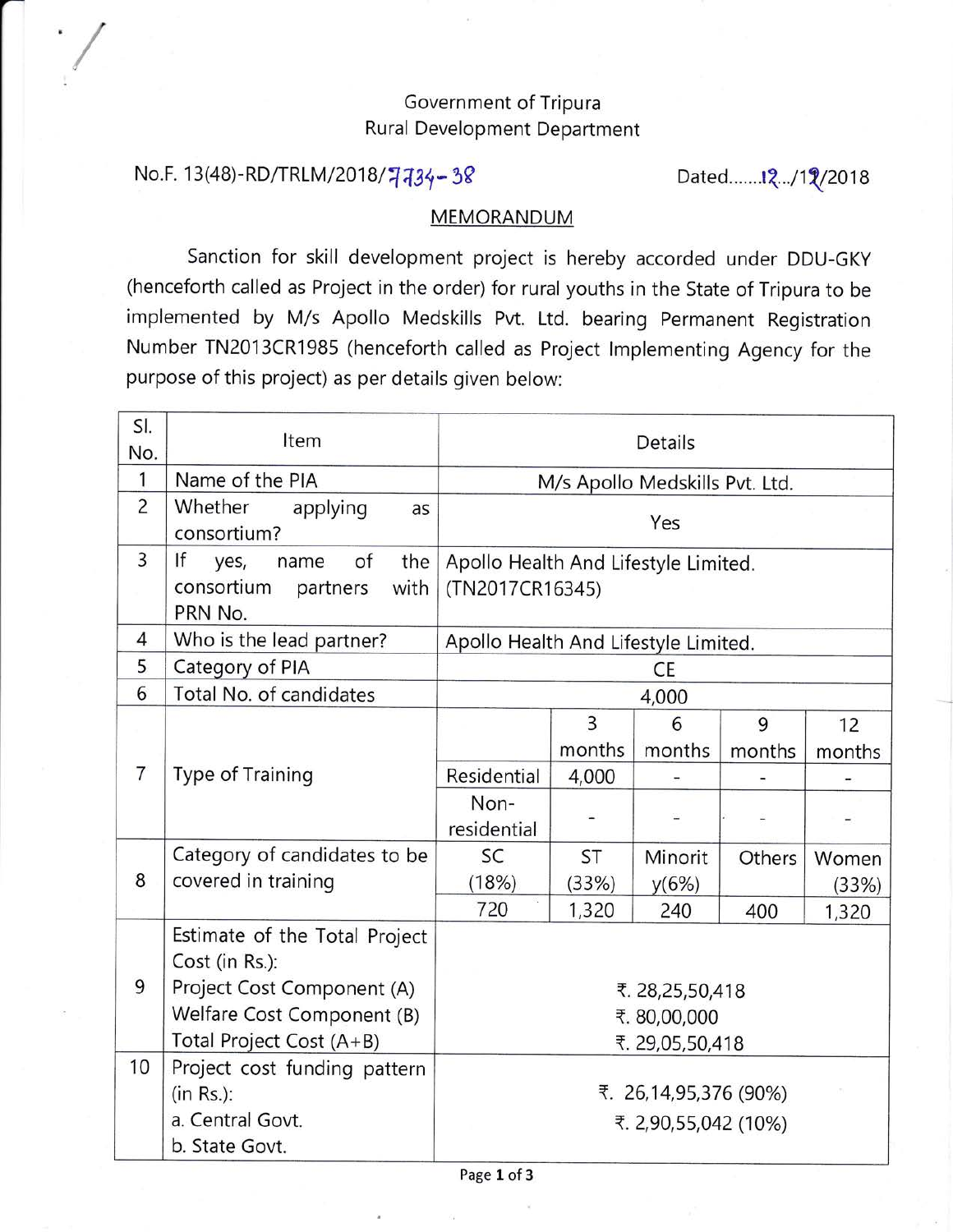Government of Tripura
Rural Development Department

No.F. 13(48)-RD/TRLM/2018/7734-38 Dated......12../12/2018

## MEMORANDUM

Sanction for skill development project is hereby accorded under DDU-GKY (henceforth called as Project in the order) for rural youths in the State of Tripura to be implemented by M/s Apollo Medskills Pvt. Ltd. bearing Permanent Registration Number TN2013CR1985 (henceforth called as Project Implementing Agency for the purpose of this project) as per details given below:

| Sl. No. | Item | Details | | | | |
|---|---|---|---|---|---|---|
| 1 | Name of the PIA | M/s Apollo Medskills Pvt. Ltd. | | | | |
| 2 | Whether applying as consortium? | Yes | | | | |
| 3 | If yes, name of the consortium partners with PRN No. | Apollo Health And Lifestyle Limited. (TN2017CR16345) | | | | |
| 4 | Who is the lead partner? | Apollo Health And Lifestyle Limited. | | | | |
| 5 | Category of PIA | CE | | | | |
| 6 | Total No. of candidates | 4,000 | | | | |
| 7 | Type of Training | | 3 months | 6 months | 9 months | 12 months |
| | | Residential | 4,000 | - | - | - |
| | | Non-residential | - | - | - | - |
| 8 | Category of candidates to be covered in training | SC (18%) | ST (33%) | Minority(6%) | Others | Women (33%) |
| | | 720 | 1,320 | 240 | 400 | 1,320 |
| 9 | Estimate of the Total Project Cost (in Rs.):<br>Project Cost Component (A)<br>Welfare Cost Component (B)<br>Total Project Cost (A+B) | ₹. 28,25,50,418<br>₹. 80,00,000<br>₹. 29,05,50,418 | | | | |
| 10 | Project cost funding pattern (in Rs.):<br>a. Central Govt.<br>b. State Govt. | ₹. 26,14,95,376 (90%)<br>₹. 2,90,55,042 (10%) | | | | |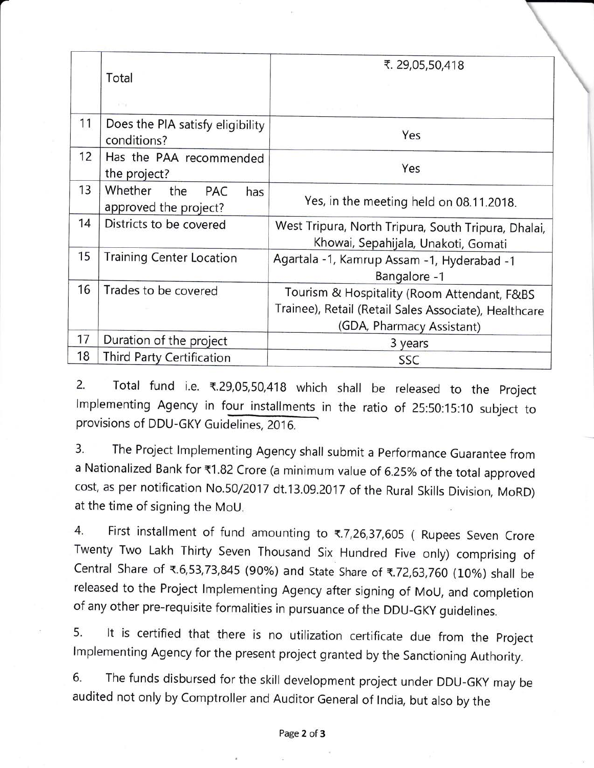| | | |
|---|---|---|
| | Total | ₹. 29,05,50,418 |
| 11 | Does the PIA satisfy eligibility conditions? | Yes |
| 12 | Has the PAA recommended the project? | Yes |
| 13 | Whether the PAC has approved the project? | Yes, in the meeting held on 08.11.2018. |
| 14 | Districts to be covered | West Tripura, North Tripura, South Tripura, Dhalai, Khowai, Sepahijala, Unakoti, Gomati |
| 15 | Training Center Location | Agartala -1, Kamrup Assam -1, Hyderabad -1 Bangalore -1 |
| 16 | Trades to be covered | Tourism & Hospitality (Room Attendant, F&BS Trainee), Retail (Retail Sales Associate), Healthcare (GDA, Pharmacy Assistant) |
| 17 | Duration of the project | 3 years |
| 18 | Third Party Certification | SSC |

2. Total fund i.e. ₹.29,05,50,418 which shall be released to the Project Implementing Agency in four installments in the ratio of 25:50:15:10 subject to provisions of DDU-GKY Guidelines, 2016.

3. The Project Implementing Agency shall submit a Performance Guarantee from a Nationalized Bank for ₹1.82 Crore (a minimum value of 6.25% of the total approved cost, as per notification No.50/2017 dt.13.09.2017 of the Rural Skills Division, MoRD) at the time of signing the MoU.

4. First installment of fund amounting to ₹.7,26,37,605 ( Rupees Seven Crore Twenty Two Lakh Thirty Seven Thousand Six Hundred Five only) comprising of Central Share of ₹.6,53,73,845 (90%) and State Share of ₹.72,63,760 (10%) shall be released to the Project Implementing Agency after signing of MoU, and completion of any other pre-requisite formalities in pursuance of the DDU-GKY guidelines.

5. It is certified that there is no utilization certificate due from the Project Implementing Agency for the present project granted by the Sanctioning Authority.

6. The funds disbursed for the skill development project under DDU-GKY may be audited not only by Comptroller and Auditor General of India, but also by the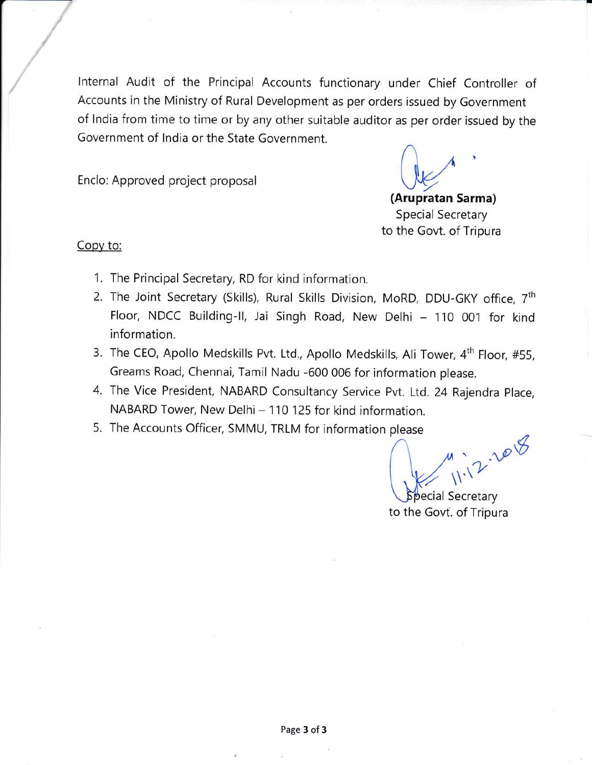Internal Audit of the Principal Accounts functionary under Chief Controller of Accounts in the Ministry of Rural Development as per orders issued by Government of India from time to time or by any other suitable auditor as per order issued by the Government of India or the State Government.

Enclo: Approved project proposal

**(Arupratan Sarma)**
Special Secretary
to the Govt. of Tripura

Copy to:

1. The Principal Secretary, RD for kind information.
2. The Joint Secretary (Skills), Rural Skills Division, MoRD, DDU-GKY office, 7th Floor, NDCC Building-II, Jai Singh Road, New Delhi – 110 001 for kind information.
3. The CEO, Apollo Medskills Pvt. Ltd., Apollo Medskills, Ali Tower, 4th Floor, #55, Greams Road, Chennai, Tamil Nadu -600 006 for information please.
4. The Vice President, NABARD Consultancy Service Pvt. Ltd. 24 Rajendra Place, NABARD Tower, New Delhi – 110 125 for kind information.
5. The Accounts Officer, SMMU, TRLM for information please

11.12.2018
Special Secretary
to the Govt. of Tripura